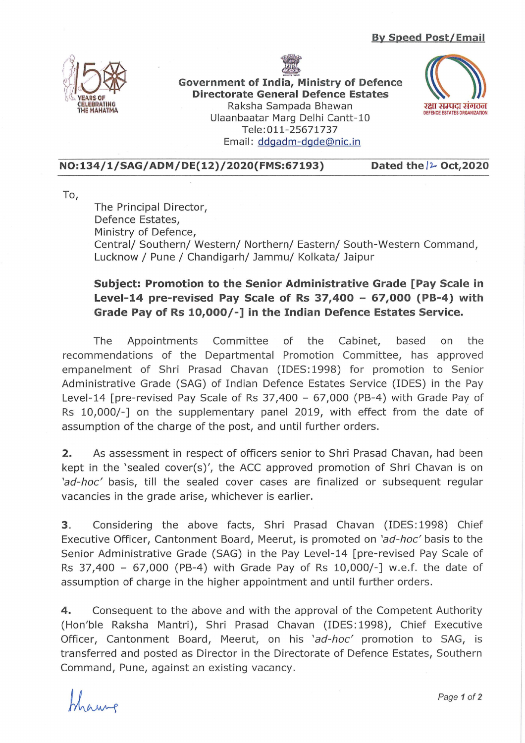**By Speed Post/Email**

**Government of India, Ministry of Defence**
**Directorate General Defence Estates**
Raksha Sampada Bhawan
Ulaanbaatar Marg Delhi Cantt-10
Tele:011-25671737
Email: ddgadm-dgde@nic.in

रक्षा सम्पदा संगठन
DEFENCE ESTATES ORGANIZATION

**NO:134/1/SAG/ADM/DE(12)/2020(FMS:67193)** **Dated the 12 Oct,2020**

To,

The Principal Director,
Defence Estates,
Ministry of Defence,
Central/ Southern/ Western/ Northern/ Eastern/ South-Western Command,
Lucknow / Pune / Chandigarh/ Jammu/ Kolkata/ Jaipur

**Subject: Promotion to the Senior Administrative Grade [Pay Scale in Level-14 pre-revised Pay Scale of Rs 37,400 – 67,000 (PB-4) with Grade Pay of Rs 10,000/-] in the Indian Defence Estates Service.**

The Appointments Committee of the Cabinet, based on the recommendations of the Departmental Promotion Committee, has approved empanelment of Shri Prasad Chavan (IDES:1998) for promotion to Senior Administrative Grade (SAG) of Indian Defence Estates Service (IDES) in the Pay Level-14 [pre-revised Pay Scale of Rs 37,400 – 67,000 (PB-4) with Grade Pay of Rs 10,000/-] on the supplementary panel 2019, with effect from the date of assumption of the charge of the post, and until further orders.

**2.** As assessment in respect of officers senior to Shri Prasad Chavan, had been kept in the 'sealed cover(s)', the ACC approved promotion of Shri Chavan is on *'ad-hoc'* basis, till the sealed cover cases are finalized or subsequent regular vacancies in the grade arise, whichever is earlier.

3. Considering the above facts, Shri Prasad Chavan (IDES:1998) Chief Executive Officer, Cantonment Board, Meerut, is promoted on *'ad-hoc'* basis to the Senior Administrative Grade (SAG) in the Pay Level-14 [pre-revised Pay Scale of Rs 37,400 – 67,000 (PB-4) with Grade Pay of Rs 10,000/-] w.e.f. the date of assumption of charge in the higher appointment and until further orders.

**4.** Consequent to the above and with the approval of the Competent Authority (Hon'ble Raksha Mantri), Shri Prasad Chavan (IDES:1998), Chief Executive Officer, Cantonment Board, Meerut, on his *'ad-hoc'* promotion to SAG, is transferred and posted as Director in the Directorate of Defence Estates, Southern Command, Pune, against an existing vacancy.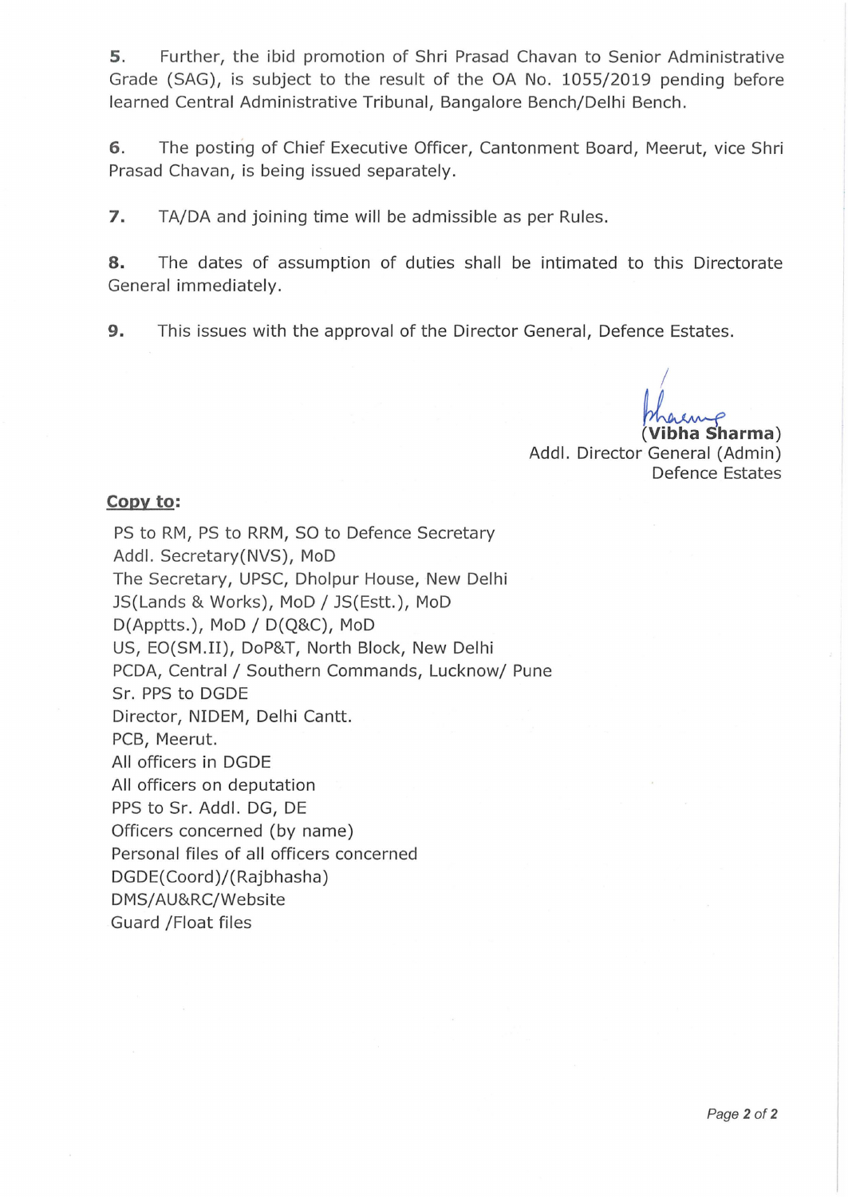5. Further, the ibid promotion of Shri Prasad Chavan to Senior Administrative Grade (SAG), is subject to the result of the OA No. 1055/2019 pending before learned Central Administrative Tribunal, Bangalore Bench/Delhi Bench.

6. The posting of Chief Executive Officer, Cantonment Board, Meerut, vice Shri Prasad Chavan, is being issued separately.

7. TA/DA and joining time will be admissible as per Rules.

8. The dates of assumption of duties shall be intimated to this Directorate General immediately.

9. This issues with the approval of the Director General, Defence Estates.

(**Vibha Sharma**)
Addl. Director General (Admin)
Defence Estates

**Copy to:**

PS to RM, PS to RRM, SO to Defence Secretary
Addl. Secretary(NVS), MoD
The Secretary, UPSC, Dholpur House, New Delhi
JS(Lands & Works), MoD / JS(Estt.), MoD
D(Apptts.), MoD / D(Q&C), MoD
US, EO(SM.II), DoP&T, North Block, New Delhi
PCDA, Central / Southern Commands, Lucknow/ Pune
Sr. PPS to DGDE
Director, NIDEM, Delhi Cantt.
PCB, Meerut.
All officers in DGDE
All officers on deputation
PPS to Sr. Addl. DG, DE
Officers concerned (by name)
Personal files of all officers concerned
DGDE(Coord)/(Rajbhasha)
DMS/AU&RC/Website
Guard /Float files